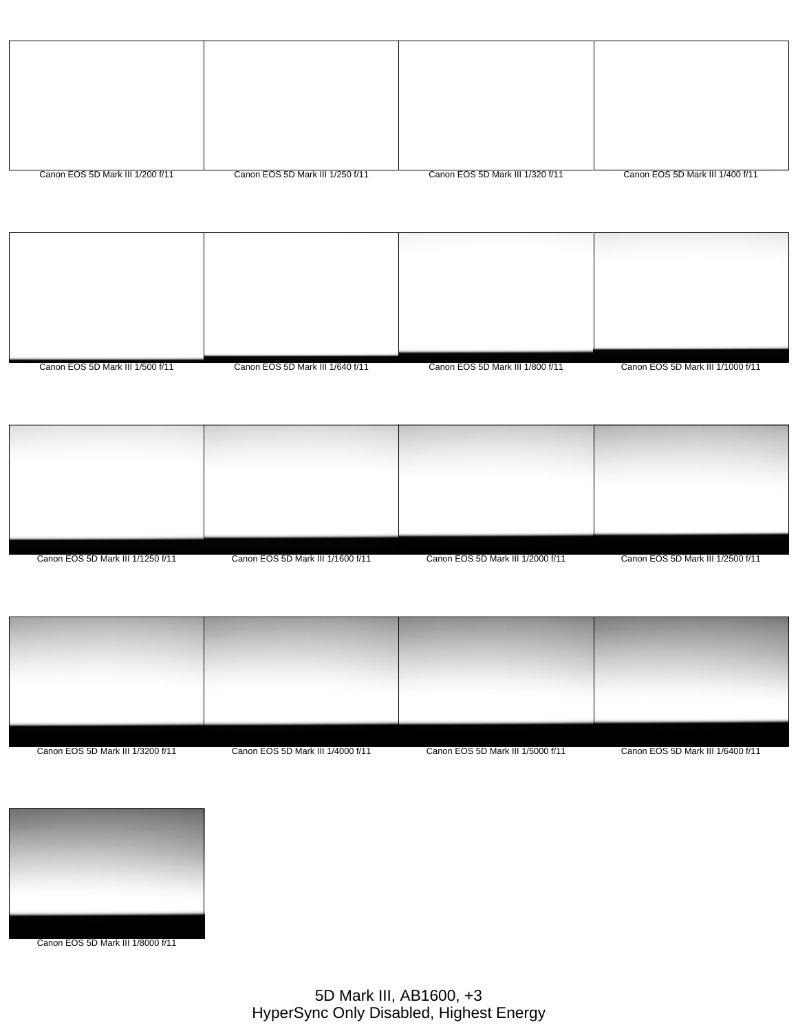Canon EOS 5D Mark III 1/200 f/11

Canon EOS 5D Mark III 1/250 f/11

Canon EOS 5D Mark III 1/320 f/11

Canon EOS 5D Mark III 1/400 f/11

Canon EOS 5D Mark III 1/500 f/11

Canon EOS 5D Mark III 1/640 f/11

Canon EOS 5D Mark III 1/800 f/11

Canon EOS 5D Mark III 1/1000 f/11

Canon EOS 5D Mark III 1/1250 f/11

Canon EOS 5D Mark III 1/1600 f/11

Canon EOS 5D Mark III 1/2000 f/11

Canon EOS 5D Mark III 1/2500 f/11

Canon EOS 5D Mark III 1/3200 f/11

Canon EOS 5D Mark III 1/4000 f/11

Canon EOS 5D Mark III 1/5000 f/11

Canon EOS 5D Mark III 1/6400 f/11

Canon EOS 5D Mark III 1/8000 f/11

5D Mark III, AB1600, +3
HyperSync Only Disabled, Highest Energy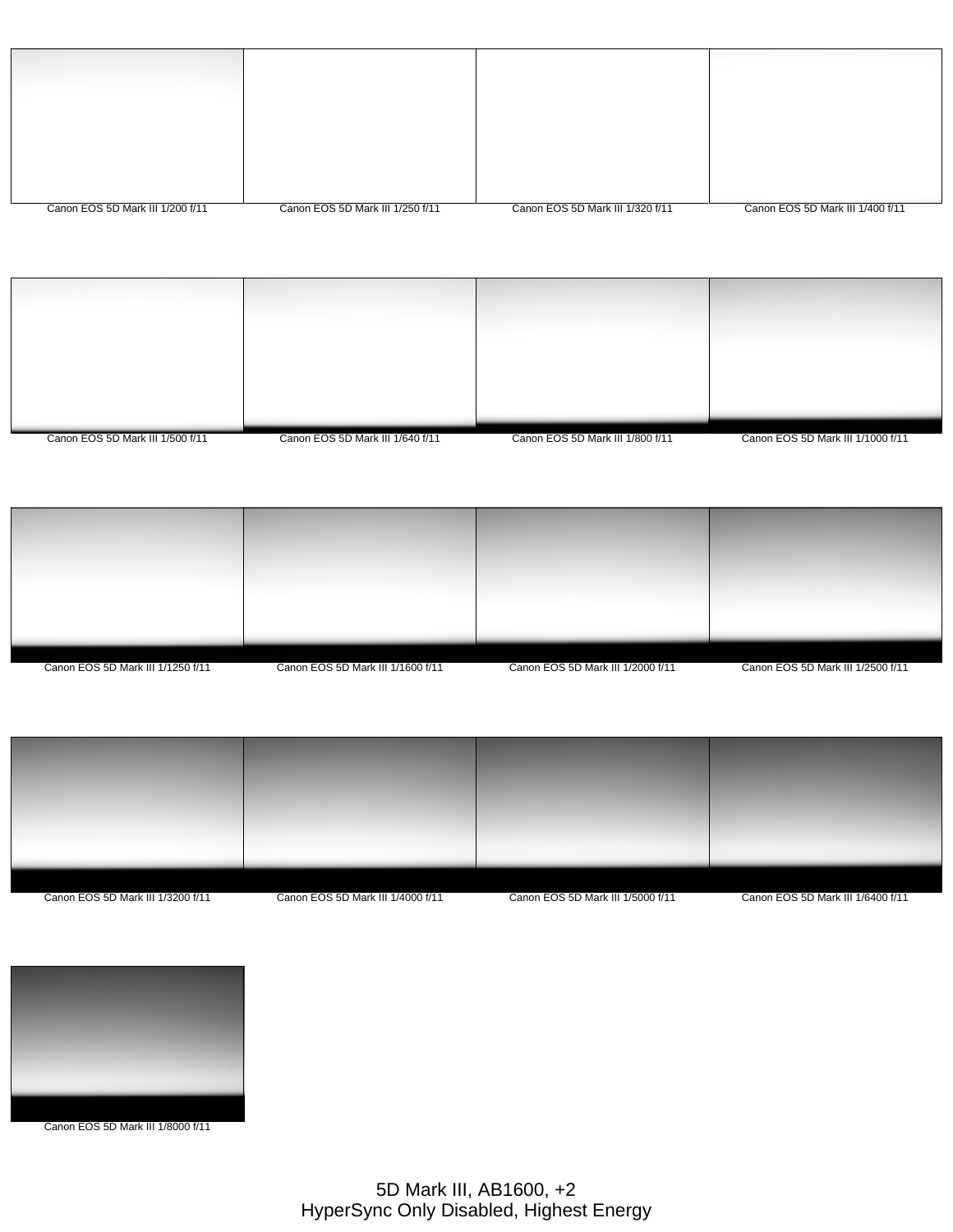Canon EOS 5D Mark III 1/200 f/11

Canon EOS 5D Mark III 1/250 f/11

Canon EOS 5D Mark III 1/320 f/11

Canon EOS 5D Mark III 1/400 f/11

Canon EOS 5D Mark III 1/500 f/11

Canon EOS 5D Mark III 1/640 f/11

Canon EOS 5D Mark III 1/800 f/11

Canon EOS 5D Mark III 1/1000 f/11

Canon EOS 5D Mark III 1/1250 f/11

Canon EOS 5D Mark III 1/1600 f/11

Canon EOS 5D Mark III 1/2000 f/11

Canon EOS 5D Mark III 1/2500 f/11

Canon EOS 5D Mark III 1/3200 f/11

Canon EOS 5D Mark III 1/4000 f/11

Canon EOS 5D Mark III 1/5000 f/11

Canon EOS 5D Mark III 1/6400 f/11

Canon EOS 5D Mark III 1/8000 f/11

5D Mark III, AB1600, +2
HyperSync Only Disabled, Highest Energy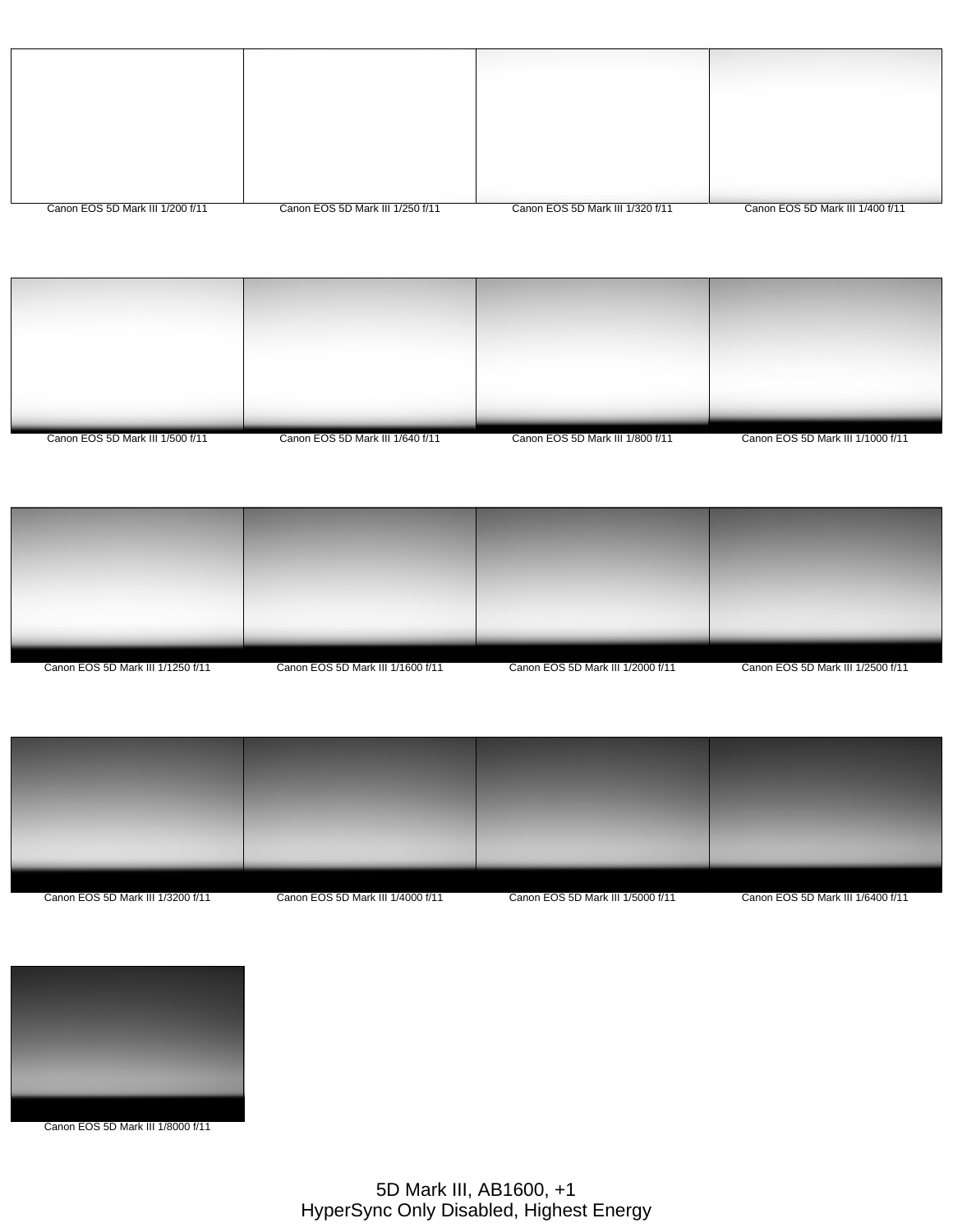Canon EOS 5D Mark III 1/200 f/11

Canon EOS 5D Mark III 1/250 f/11

Canon EOS 5D Mark III 1/320 f/11

Canon EOS 5D Mark III 1/400 f/11

Canon EOS 5D Mark III 1/500 f/11

Canon EOS 5D Mark III 1/640 f/11

Canon EOS 5D Mark III 1/800 f/11

Canon EOS 5D Mark III 1/1000 f/11

Canon EOS 5D Mark III 1/1250 f/11

Canon EOS 5D Mark III 1/1600 f/11

Canon EOS 5D Mark III 1/2000 f/11

Canon EOS 5D Mark III 1/2500 f/11

Canon EOS 5D Mark III 1/3200 f/11

Canon EOS 5D Mark III 1/4000 f/11

Canon EOS 5D Mark III 1/5000 f/11

Canon EOS 5D Mark III 1/6400 f/11

Canon EOS 5D Mark III 1/8000 f/11

5D Mark III, AB1600, +1
HyperSync Only Disabled, Highest Energy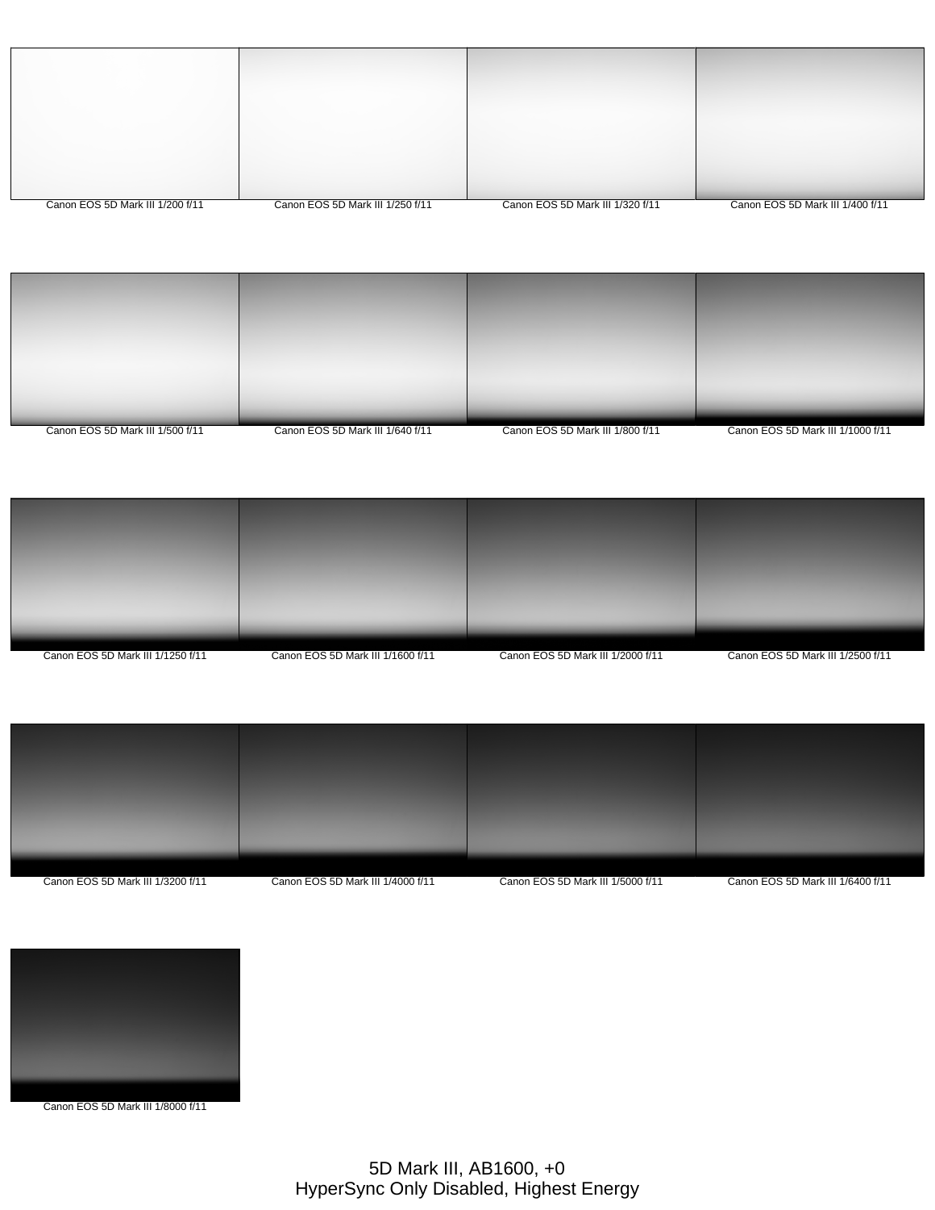Canon EOS 5D Mark III 1/200 f/11

Canon EOS 5D Mark III 1/250 f/11

Canon EOS 5D Mark III 1/320 f/11

Canon EOS 5D Mark III 1/400 f/11

Canon EOS 5D Mark III 1/500 f/11

Canon EOS 5D Mark III 1/640 f/11

Canon EOS 5D Mark III 1/800 f/11

Canon EOS 5D Mark III 1/1000 f/11

Canon EOS 5D Mark III 1/1250 f/11

Canon EOS 5D Mark III 1/1600 f/11

Canon EOS 5D Mark III 1/2000 f/11

Canon EOS 5D Mark III 1/2500 f/11

Canon EOS 5D Mark III 1/3200 f/11

Canon EOS 5D Mark III 1/4000 f/11

Canon EOS 5D Mark III 1/5000 f/11

Canon EOS 5D Mark III 1/6400 f/11

Canon EOS 5D Mark III 1/8000 f/11

5D Mark III, AB1600, +0
HyperSync Only Disabled, Highest Energy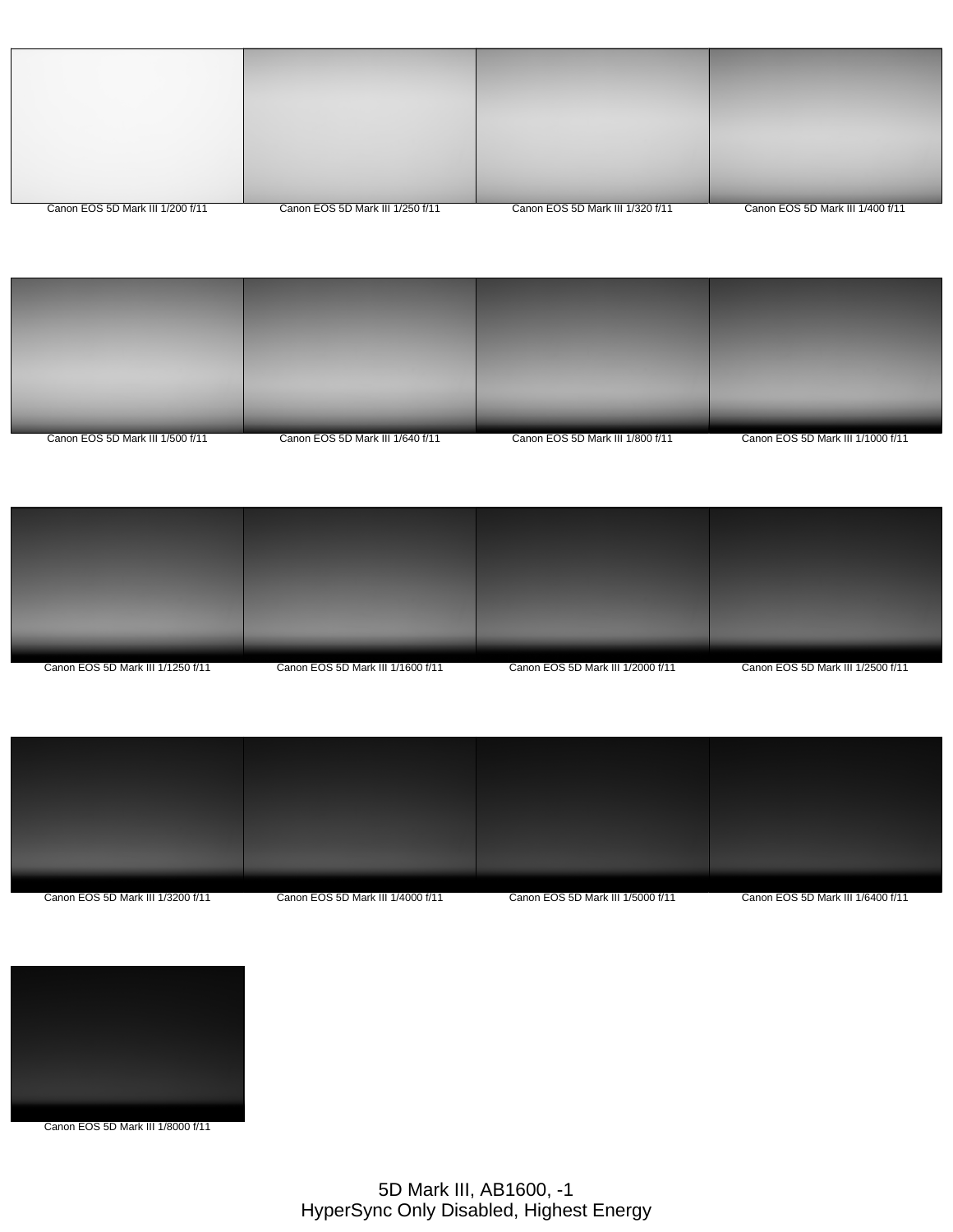Canon EOS 5D Mark III 1/200 f/11

Canon EOS 5D Mark III 1/250 f/11

Canon EOS 5D Mark III 1/320 f/11

Canon EOS 5D Mark III 1/400 f/11

Canon EOS 5D Mark III 1/500 f/11

Canon EOS 5D Mark III 1/640 f/11

Canon EOS 5D Mark III 1/800 f/11

Canon EOS 5D Mark III 1/1000 f/11

Canon EOS 5D Mark III 1/1250 f/11

Canon EOS 5D Mark III 1/1600 f/11

Canon EOS 5D Mark III 1/2000 f/11

Canon EOS 5D Mark III 1/2500 f/11

Canon EOS 5D Mark III 1/3200 f/11

Canon EOS 5D Mark III 1/4000 f/11

Canon EOS 5D Mark III 1/5000 f/11

Canon EOS 5D Mark III 1/6400 f/11

Canon EOS 5D Mark III 1/8000 f/11

5D Mark III, AB1600, -1
HyperSync Only Disabled, Highest Energy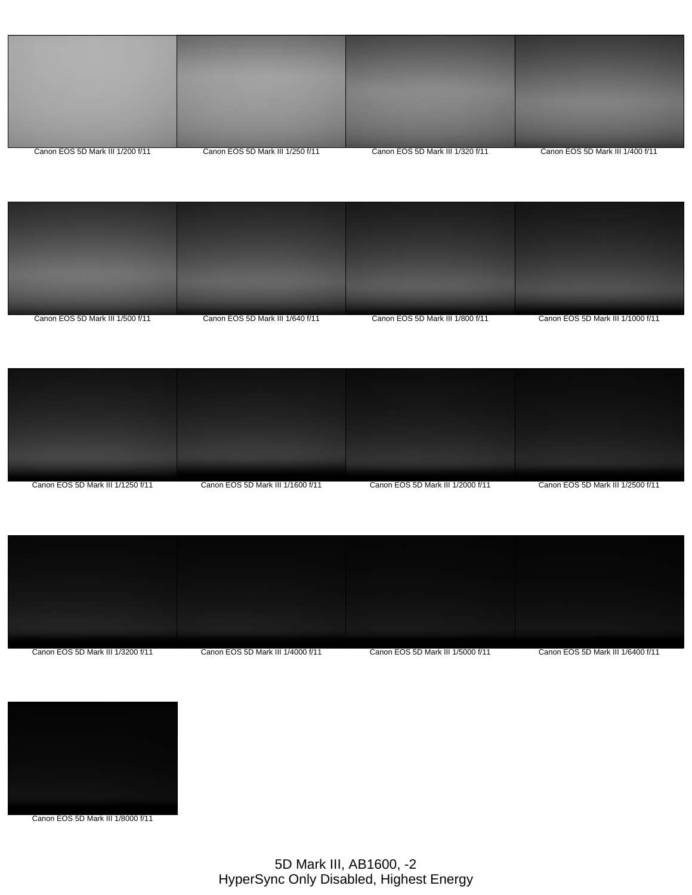Canon EOS 5D Mark III 1/200 f/11

Canon EOS 5D Mark III 1/250 f/11

Canon EOS 5D Mark III 1/320 f/11

Canon EOS 5D Mark III 1/400 f/11

Canon EOS 5D Mark III 1/500 f/11

Canon EOS 5D Mark III 1/640 f/11

Canon EOS 5D Mark III 1/800 f/11

Canon EOS 5D Mark III 1/1000 f/11

Canon EOS 5D Mark III 1/1250 f/11

Canon EOS 5D Mark III 1/1600 f/11

Canon EOS 5D Mark III 1/2000 f/11

Canon EOS 5D Mark III 1/2500 f/11

Canon EOS 5D Mark III 1/3200 f/11

Canon EOS 5D Mark III 1/4000 f/11

Canon EOS 5D Mark III 1/5000 f/11

Canon EOS 5D Mark III 1/6400 f/11

Canon EOS 5D Mark III 1/8000 f/11

5D Mark III, AB1600, -2
HyperSync Only Disabled, Highest Energy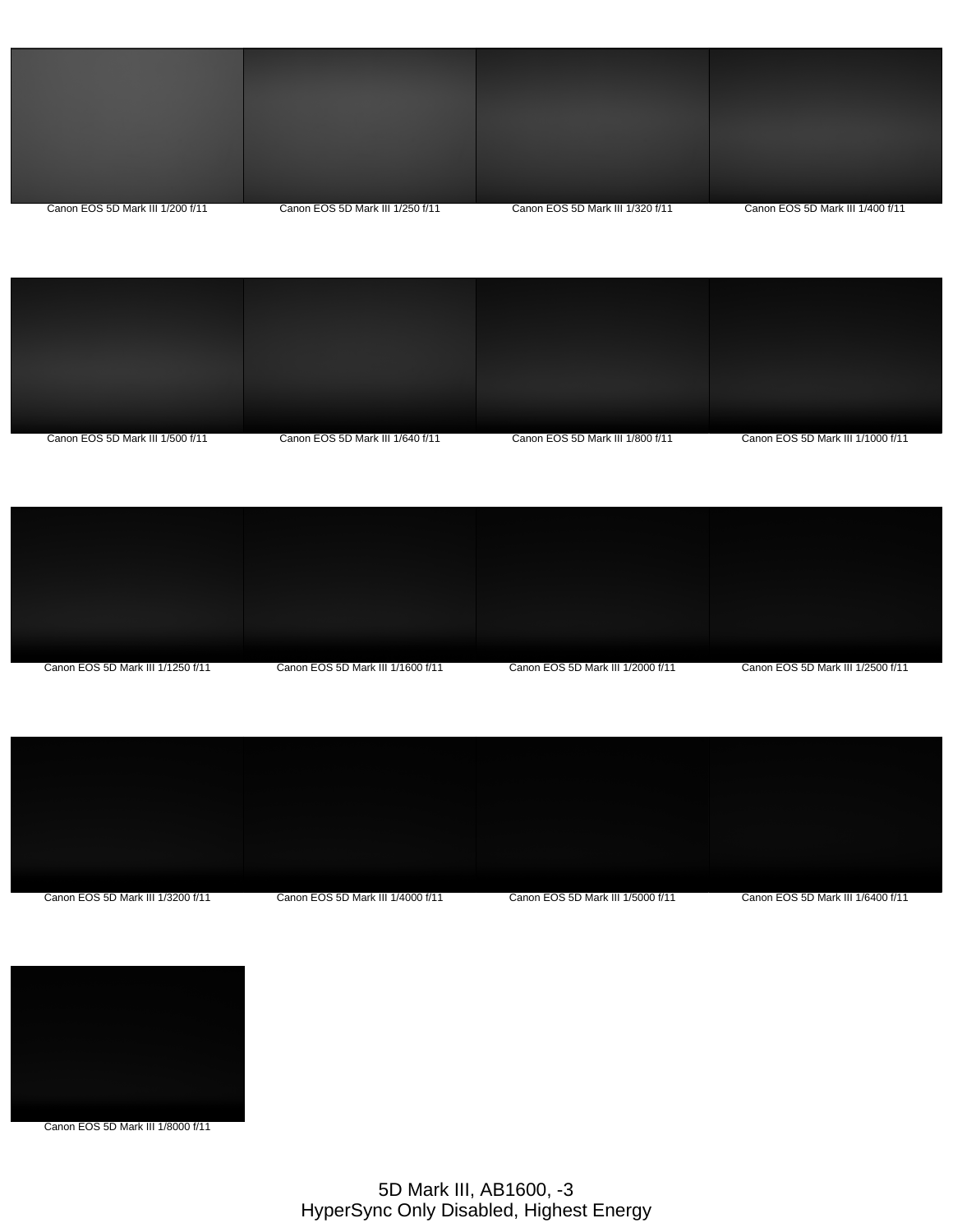Canon EOS 5D Mark III 1/200 f/11

Canon EOS 5D Mark III 1/250 f/11

Canon EOS 5D Mark III 1/320 f/11

Canon EOS 5D Mark III 1/400 f/11

Canon EOS 5D Mark III 1/500 f/11

Canon EOS 5D Mark III 1/640 f/11

Canon EOS 5D Mark III 1/800 f/11

Canon EOS 5D Mark III 1/1000 f/11

Canon EOS 5D Mark III 1/1250 f/11

Canon EOS 5D Mark III 1/1600 f/11

Canon EOS 5D Mark III 1/2000 f/11

Canon EOS 5D Mark III 1/2500 f/11

Canon EOS 5D Mark III 1/3200 f/11

Canon EOS 5D Mark III 1/4000 f/11

Canon EOS 5D Mark III 1/5000 f/11

Canon EOS 5D Mark III 1/6400 f/11

Canon EOS 5D Mark III 1/8000 f/11

5D Mark III, AB1600, -3
HyperSync Only Disabled, Highest Energy